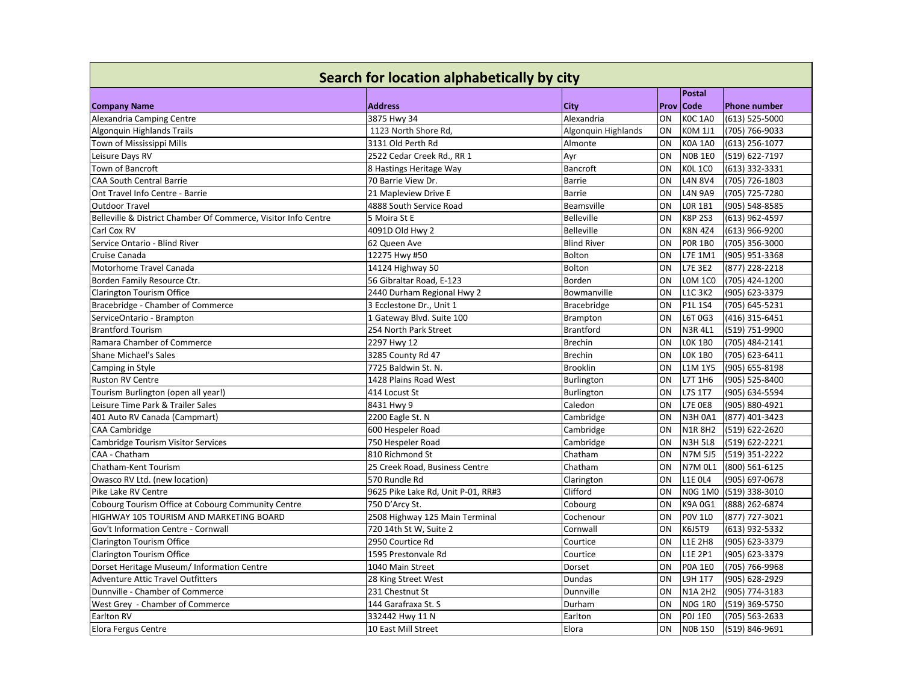## Search for location alphabetically by city

| Company Name | Address | City | Prov | Postal Code | Phone number |
|---|---|---|---|---|---|
| Alexandria Camping Centre | 3875 Hwy 34 | Alexandria | ON | K0C 1A0 | (613) 525-5000 |
| Algonquin Highlands Trails | 1123 North Shore Rd, | Algonquin Highlands | ON | K0M 1J1 | (705) 766-9033 |
| Town of Mississippi Mills | 3131 Old Perth Rd | Almonte | ON | K0A 1A0 | (613) 256-1077 |
| Leisure Days RV | 2522 Cedar Creek Rd., RR 1 | Ayr | ON | N0B 1E0 | (519) 622-7197 |
| Town of Bancroft | 8 Hastings Heritage Way | Bancroft | ON | K0L 1C0 | (613) 332-3331 |
| CAA South Central Barrie | 70 Barrie View Dr. | Barrie | ON | L4N 8V4 | (705) 726-1803 |
| Ont Travel Info Centre - Barrie | 21 Mapleview Drive E | Barrie | ON | L4N 9A9 | (705) 725-7280 |
| Outdoor Travel | 4888 South Service Road | Beamsville | ON | L0R 1B1 | (905) 548-8585 |
| Belleville & District Chamber Of Commerce, Visitor Info Centre | 5 Moira St E | Belleville | ON | K8P 2S3 | (613) 962-4597 |
| Carl Cox RV | 4091D Old Hwy 2 | Belleville | ON | K8N 4Z4 | (613) 966-9200 |
| Service Ontario - Blind River | 62 Queen Ave | Blind River | ON | P0R 1B0 | (705) 356-3000 |
| Cruise Canada | 12275 Hwy #50 | Bolton | ON | L7E 1M1 | (905) 951-3368 |
| Motorhome Travel Canada | 14124 Highway 50 | Bolton | ON | L7E 3E2 | (877) 228-2218 |
| Borden Family Resource Ctr. | 56 Gibraltar Road, E-123 | Borden | ON | L0M 1C0 | (705) 424-1200 |
| Clarington Tourism Office | 2440 Durham Regional Hwy 2 | Bowmanville | ON | L1C 3K2 | (905) 623-3379 |
| Bracebridge - Chamber of Commerce | 3 Ecclestone Dr., Unit 1 | Bracebridge | ON | P1L 1S4 | (705) 645-5231 |
| ServiceOntario - Brampton | 1 Gateway Blvd. Suite 100 | Brampton | ON | L6T 0G3 | (416) 315-6451 |
| Brantford Tourism | 254 North Park Street | Brantford | ON | N3R 4L1 | (519) 751-9900 |
| Ramara Chamber of Commerce | 2297 Hwy 12 | Brechin | ON | L0K 1B0 | (705) 484-2141 |
| Shane Michael's Sales | 3285 County Rd 47 | Brechin | ON | L0K 1B0 | (705) 623-6411 |
| Camping in Style | 7725 Baldwin St. N. | Brooklin | ON | L1M 1Y5 | (905) 655-8198 |
| Ruston RV Centre | 1428 Plains Road West | Burlington | ON | L7T 1H6 | (905) 525-8400 |
| Tourism Burlington (open all year!) | 414 Locust St | Burlington | ON | L7S 1T7 | (905) 634-5594 |
| Leisure Time Park & Trailer Sales | 8431 Hwy 9 | Caledon | ON | L7E 0E8 | (905) 880-4921 |
| 401 Auto RV Canada (Campmart) | 2200 Eagle St. N | Cambridge | ON | N3H 0A1 | (877) 401-3423 |
| CAA Cambridge | 600 Hespeler Road | Cambridge | ON | N1R 8H2 | (519) 622-2620 |
| Cambridge Tourism Visitor Services | 750 Hespeler Road | Cambridge | ON | N3H 5L8 | (519) 622-2221 |
| CAA - Chatham | 810 Richmond St | Chatham | ON | N7M 5J5 | (519) 351-2222 |
| Chatham-Kent Tourism | 25 Creek Road, Business Centre | Chatham | ON | N7M 0L1 | (800) 561-6125 |
| Owasco RV Ltd. (new location) | 570 Rundle Rd | Clarington | ON | L1E 0L4 | (905) 697-0678 |
| Pike Lake RV Centre | 9625 Pike Lake Rd, Unit P-01, RR#3 | Clifford | ON | N0G 1M0 | (519) 338-3010 |
| Cobourg Tourism Office at Cobourg Community Centre | 750 D'Arcy St. | Cobourg | ON | K9A 0G1 | (888) 262-6874 |
| HIGHWAY 105 TOURISM AND MARKETING BOARD | 2508 Highway 125 Main Terminal | Cochenour | ON | P0V 1L0 | (877) 727-3021 |
| Gov't Information Centre - Cornwall | 720 14th St W, Suite 2 | Cornwall | ON | K6J5T9 | (613) 932-5332 |
| Clarington Tourism Office | 2950 Courtice Rd | Courtice | ON | L1E 2H8 | (905) 623-3379 |
| Clarington Tourism Office | 1595 Prestonvale Rd | Courtice | ON | L1E 2P1 | (905) 623-3379 |
| Dorset Heritage Museum/ Information Centre | 1040 Main Street | Dorset | ON | P0A 1E0 | (705) 766-9968 |
| Adventure Attic Travel Outfitters | 28 King Street West | Dundas | ON | L9H 1T7 | (905) 628-2929 |
| Dunnville - Chamber of Commerce | 231 Chestnut St | Dunnville | ON | N1A 2H2 | (905) 774-3183 |
| West Grey - Chamber of Commerce | 144 Garafraxa St. S | Durham | ON | N0G 1R0 | (519) 369-5750 |
| Earlton RV | 332442 Hwy 11 N | Earlton | ON | P0J 1E0 | (705) 563-2633 |
| Elora Fergus Centre | 10 East Mill Street | Elora | ON | N0B 1S0 | (519) 846-9691 |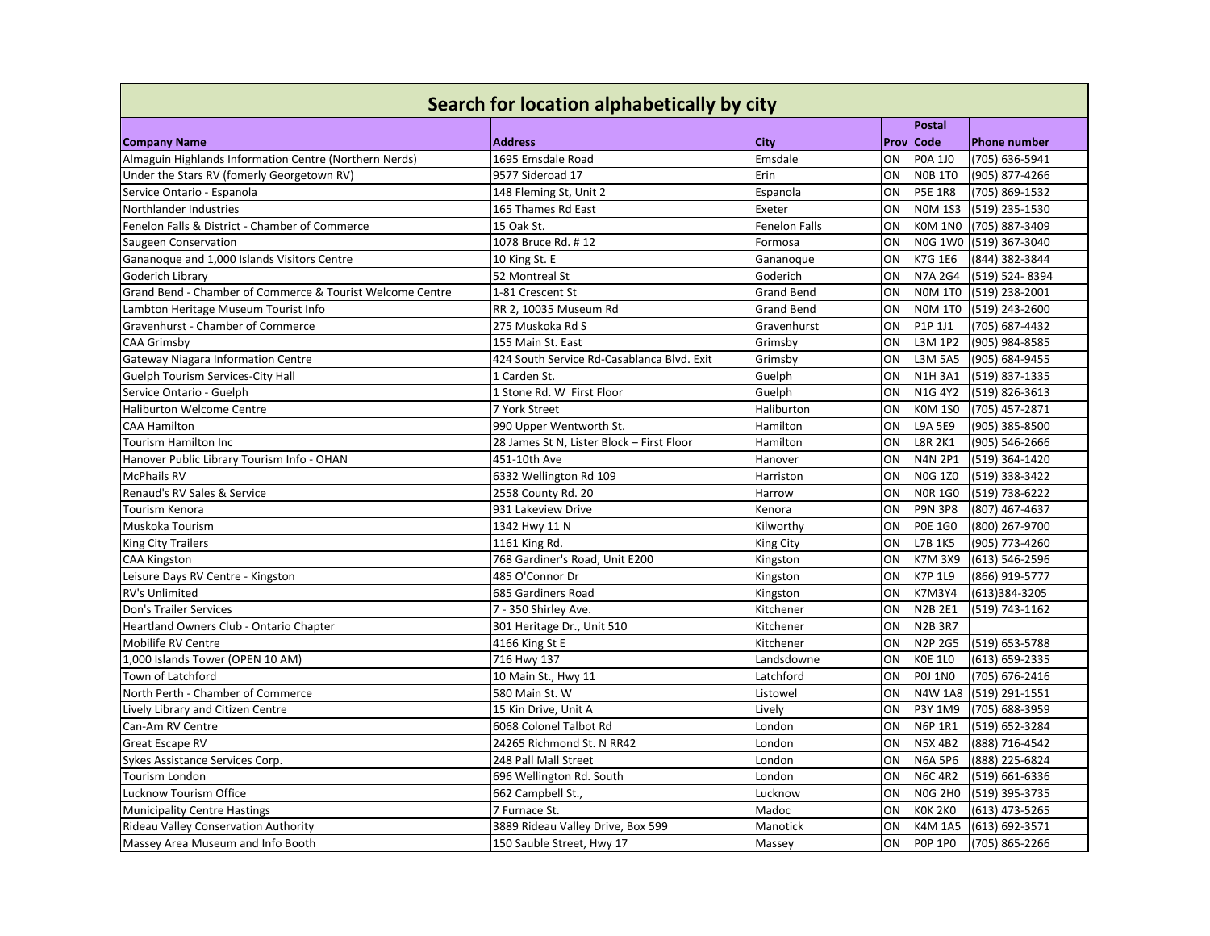| Search for location alphabetically by city | | | | | |
|---|---|---|---|---|---|
| **Company Name** | **Address** | **City** | **Prov** | **Postal Code** | **Phone number** |
| Almaguin Highlands Information Centre (Northern Nerds) | 1695 Emsdale Road | Emsdale | ON | P0A 1J0 | (705) 636-5941 |
| Under the Stars RV (fomerly Georgetown RV) | 9577 Sideroad 17 | Erin | ON | N0B 1T0 | (905) 877-4266 |
| Service Ontario - Espanola | 148 Fleming St, Unit 2 | Espanola | ON | P5E 1R8 | (705) 869-1532 |
| Northlander Industries | 165 Thames Rd East | Exeter | ON | N0M 1S3 | (519) 235-1530 |
| Fenelon Falls & District - Chamber of Commerce | 15 Oak St. | Fenelon Falls | ON | K0M 1N0 | (705) 887-3409 |
| Saugeen Conservation | 1078 Bruce Rd. # 12 | Formosa | ON | N0G 1W0 | (519) 367-3040 |
| Gananoque and 1,000 Islands Visitors Centre | 10 King St. E | Gananoque | ON | K7G 1E6 | (844) 382-3844 |
| Goderich Library | 52 Montreal St | Goderich | ON | N7A 2G4 | (519) 524- 8394 |
| Grand Bend - Chamber of Commerce & Tourist Welcome Centre | 1-81 Crescent St | Grand Bend | ON | N0M 1T0 | (519) 238-2001 |
| Lambton Heritage Museum Tourist Info | RR 2, 10035 Museum Rd | Grand Bend | ON | N0M 1T0 | (519) 243-2600 |
| Gravenhurst - Chamber of Commerce | 275 Muskoka Rd S | Gravenhurst | ON | P1P 1J1 | (705) 687-4432 |
| CAA Grimsby | 155 Main St. East | Grimsby | ON | L3M 1P2 | (905) 984-8585 |
| Gateway Niagara Information Centre | 424 South Service Rd-Casablanca Blvd. Exit | Grimsby | ON | L3M 5A5 | (905) 684-9455 |
| Guelph Tourism Services-City Hall | 1 Carden St. | Guelph | ON | N1H 3A1 | (519) 837-1335 |
| Service Ontario - Guelph | 1 Stone Rd. W First Floor | Guelph | ON | N1G 4Y2 | (519) 826-3613 |
| Haliburton Welcome Centre | 7 York Street | Haliburton | ON | K0M 1S0 | (705) 457-2871 |
| CAA Hamilton | 990 Upper Wentworth St. | Hamilton | ON | L9A 5E9 | (905) 385-8500 |
| Tourism Hamilton Inc | 28 James St N, Lister Block – First Floor | Hamilton | ON | L8R 2K1 | (905) 546-2666 |
| Hanover Public Library Tourism Info - OHAN | 451-10th Ave | Hanover | ON | N4N 2P1 | (519) 364-1420 |
| McPhails RV | 6332 Wellington Rd 109 | Harriston | ON | N0G 1Z0 | (519) 338-3422 |
| Renaud's RV Sales & Service | 2558 County Rd. 20 | Harrow | ON | N0R 1G0 | (519) 738-6222 |
| Tourism Kenora | 931 Lakeview Drive | Kenora | ON | P9N 3P8 | (807) 467-4637 |
| Muskoka Tourism | 1342 Hwy 11 N | Kilworthy | ON | P0E 1G0 | (800) 267-9700 |
| King City Trailers | 1161 King Rd. | King City | ON | L7B 1K5 | (905) 773-4260 |
| CAA Kingston | 768 Gardiner's Road, Unit E200 | Kingston | ON | K7M 3X9 | (613) 546-2596 |
| Leisure Days RV Centre - Kingston | 485 O'Connor Dr | Kingston | ON | K7P 1L9 | (866) 919-5777 |
| RV's Unlimited | 685 Gardiners Road | Kingston | ON | K7M3Y4 | (613)384-3205 |
| Don's Trailer Services | 7 - 350 Shirley Ave. | Kitchener | ON | N2B 2E1 | (519) 743-1162 |
| Heartland Owners Club - Ontario Chapter | 301 Heritage Dr., Unit 510 | Kitchener | ON | N2B 3R7 | |
| Mobilife RV Centre | 4166 King St E | Kitchener | ON | N2P 2G5 | (519) 653-5788 |
| 1,000 Islands Tower (OPEN 10 AM) | 716 Hwy 137 | Landsdowne | ON | K0E 1L0 | (613) 659-2335 |
| Town of Latchford | 10 Main St., Hwy 11 | Latchford | ON | P0J 1N0 | (705) 676-2416 |
| North Perth - Chamber of Commerce | 580 Main St. W | Listowel | ON | N4W 1A8 | (519) 291-1551 |
| Lively Library and Citizen Centre | 15 Kin Drive, Unit A | Lively | ON | P3Y 1M9 | (705) 688-3959 |
| Can-Am RV Centre | 6068 Colonel Talbot Rd | London | ON | N6P 1R1 | (519) 652-3284 |
| Great Escape RV | 24265 Richmond St. N RR42 | London | ON | N5X 4B2 | (888) 716-4542 |
| Sykes Assistance Services Corp. | 248 Pall Mall Street | London | ON | N6A 5P6 | (888) 225-6824 |
| Tourism London | 696 Wellington Rd. South | London | ON | N6C 4R2 | (519) 661-6336 |
| Lucknow Tourism Office | 662 Campbell St., | Lucknow | ON | N0G 2H0 | (519) 395-3735 |
| Municipality Centre Hastings | 7 Furnace St. | Madoc | ON | K0K 2K0 | (613) 473-5265 |
| Rideau Valley Conservation Authority | 3889 Rideau Valley Drive, Box 599 | Manotick | ON | K4M 1A5 | (613) 692-3571 |
| Massey Area Museum and Info Booth | 150 Sauble Street, Hwy 17 | Massey | ON | P0P 1P0 | (705) 865-2266 |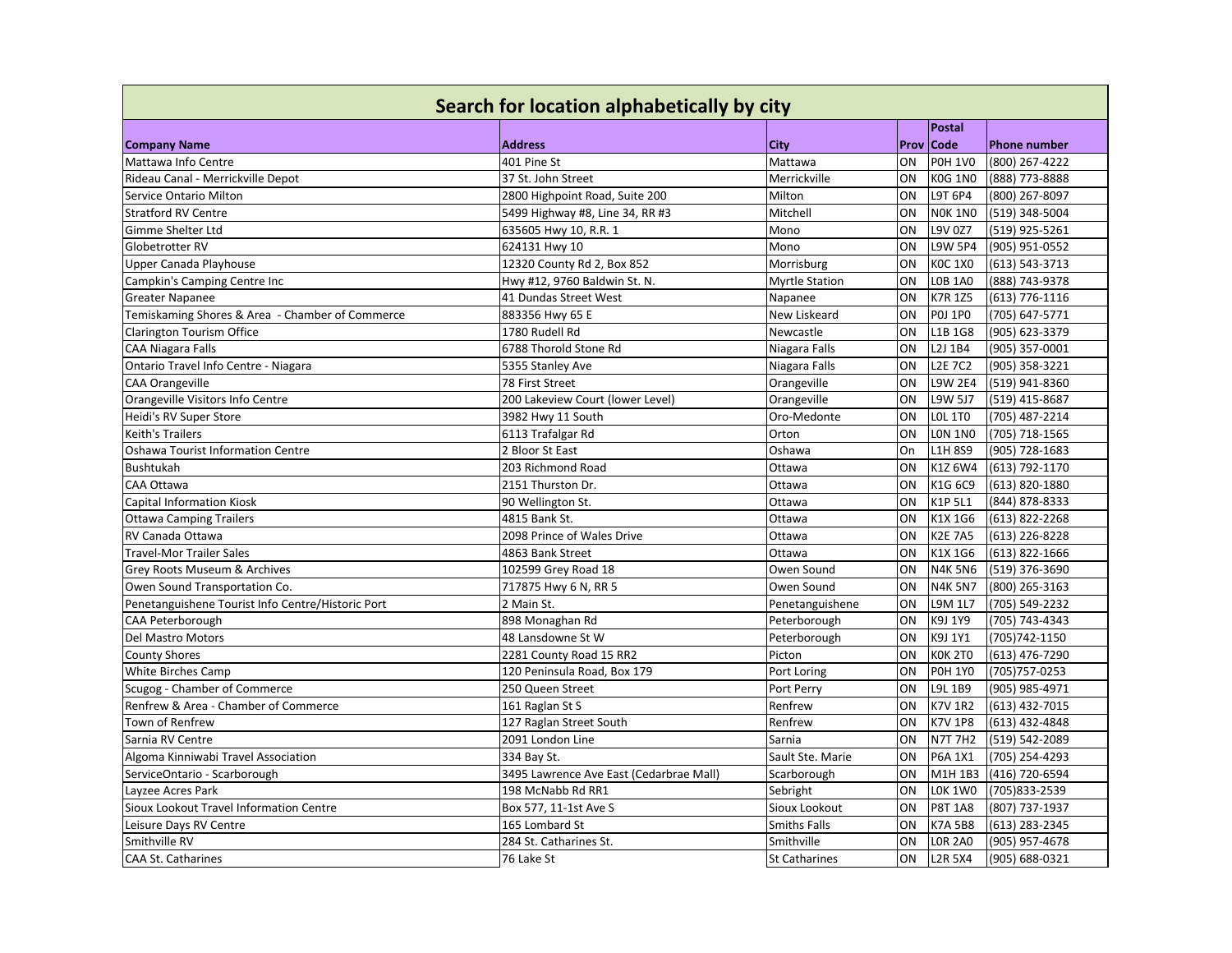| Search for location alphabetically by city | | | | | |
|---|---|---|---|---|---|
| **Company Name** | **Address** | **City** | **Prov** | **Postal Code** | **Phone number** |
| Mattawa Info Centre | 401 Pine St | Mattawa | ON | P0H 1V0 | (800) 267-4222 |
| Rideau Canal - Merrickville Depot | 37 St. John Street | Merrickville | ON | K0G 1N0 | (888) 773-8888 |
| Service Ontario Milton | 2800 Highpoint Road, Suite 200 | Milton | ON | L9T 6P4 | (800) 267-8097 |
| Stratford RV Centre | 5499 Highway #8, Line 34, RR #3 | Mitchell | ON | N0K 1N0 | (519) 348-5004 |
| Gimme Shelter Ltd | 635605 Hwy 10, R.R. 1 | Mono | ON | L9V 0Z7 | (519) 925-5261 |
| Globetrotter RV | 624131 Hwy 10 | Mono | ON | L9W 5P4 | (905) 951-0552 |
| Upper Canada Playhouse | 12320 County Rd 2, Box 852 | Morrisburg | ON | K0C 1X0 | (613) 543-3713 |
| Campkin's Camping Centre Inc | Hwy #12, 9760 Baldwin St. N. | Myrtle Station | ON | L0B 1A0 | (888) 743-9378 |
| Greater Napanee | 41 Dundas Street West | Napanee | ON | K7R 1Z5 | (613) 776-1116 |
| Temiskaming Shores & Area - Chamber of Commerce | 883356 Hwy 65 E | New Liskeard | ON | P0J 1P0 | (705) 647-5771 |
| Clarington Tourism Office | 1780 Rudell Rd | Newcastle | ON | L1B 1G8 | (905) 623-3379 |
| CAA Niagara Falls | 6788 Thorold Stone Rd | Niagara Falls | ON | L2J 1B4 | (905) 357-0001 |
| Ontario Travel Info Centre - Niagara | 5355 Stanley Ave | Niagara Falls | ON | L2E 7C2 | (905) 358-3221 |
| CAA Orangeville | 78 First Street | Orangeville | ON | L9W 2E4 | (519) 941-8360 |
| Orangeville Visitors Info Centre | 200 Lakeview Court (lower Level) | Orangeville | ON | L9W 5J7 | (519) 415-8687 |
| Heidi's RV Super Store | 3982 Hwy 11 South | Oro-Medonte | ON | L0L 1T0 | (705) 487-2214 |
| Keith's Trailers | 6113 Trafalgar Rd | Orton | ON | L0N 1N0 | (705) 718-1565 |
| Oshawa Tourist Information Centre | 2 Bloor St East | Oshawa | On | L1H 8S9 | (905) 728-1683 |
| Bushtukah | 203 Richmond Road | Ottawa | ON | K1Z 6W4 | (613) 792-1170 |
| CAA Ottawa | 2151 Thurston Dr. | Ottawa | ON | K1G 6C9 | (613) 820-1880 |
| Capital Information Kiosk | 90 Wellington St. | Ottawa | ON | K1P 5L1 | (844) 878-8333 |
| Ottawa Camping Trailers | 4815 Bank St. | Ottawa | ON | K1X 1G6 | (613) 822-2268 |
| RV Canada Ottawa | 2098 Prince of Wales Drive | Ottawa | ON | K2E 7A5 | (613) 226-8228 |
| Travel-Mor Trailer Sales | 4863 Bank Street | Ottawa | ON | K1X 1G6 | (613) 822-1666 |
| Grey Roots Museum & Archives | 102599 Grey Road 18 | Owen Sound | ON | N4K 5N6 | (519) 376-3690 |
| Owen Sound Transportation Co. | 717875 Hwy 6 N, RR 5 | Owen Sound | ON | N4K 5N7 | (800) 265-3163 |
| Penetanguishene Tourist Info Centre/Historic Port | 2 Main St. | Penetanguishene | ON | L9M 1L7 | (705) 549-2232 |
| CAA Peterborough | 898 Monaghan Rd | Peterborough | ON | K9J 1Y9 | (705) 743-4343 |
| Del Mastro Motors | 48 Lansdowne St W | Peterborough | ON | K9J 1Y1 | (705)742-1150 |
| County Shores | 2281 County Road 15 RR2 | Picton | ON | K0K 2T0 | (613) 476-7290 |
| White Birches Camp | 120 Peninsula Road, Box 179 | Port Loring | ON | P0H 1Y0 | (705)757-0253 |
| Scugog - Chamber of Commerce | 250 Queen Street | Port Perry | ON | L9L 1B9 | (905) 985-4971 |
| Renfrew & Area - Chamber of Commerce | 161 Raglan St S | Renfrew | ON | K7V 1R2 | (613) 432-7015 |
| Town of Renfrew | 127 Raglan Street South | Renfrew | ON | K7V 1P8 | (613) 432-4848 |
| Sarnia RV Centre | 2091 London Line | Sarnia | ON | N7T 7H2 | (519) 542-2089 |
| Algoma Kinniwabi Travel Association | 334 Bay St. | Sault Ste. Marie | ON | P6A 1X1 | (705) 254-4293 |
| ServiceOntario - Scarborough | 3495 Lawrence Ave East (Cedarbrae Mall) | Scarborough | ON | M1H 1B3 | (416) 720-6594 |
| Layzee Acres Park | 198 McNabb Rd RR1 | Sebright | ON | L0K 1W0 | (705)833-2539 |
| Sioux Lookout Travel Information Centre | Box 577, 11-1st Ave S | Sioux Lookout | ON | P8T 1A8 | (807) 737-1937 |
| Leisure Days RV Centre | 165 Lombard St | Smiths Falls | ON | K7A 5B8 | (613) 283-2345 |
| Smithville RV | 284 St. Catharines St. | Smithville | ON | L0R 2A0 | (905) 957-4678 |
| CAA St. Catharines | 76 Lake St | St Catharines | ON | L2R 5X4 | (905) 688-0321 |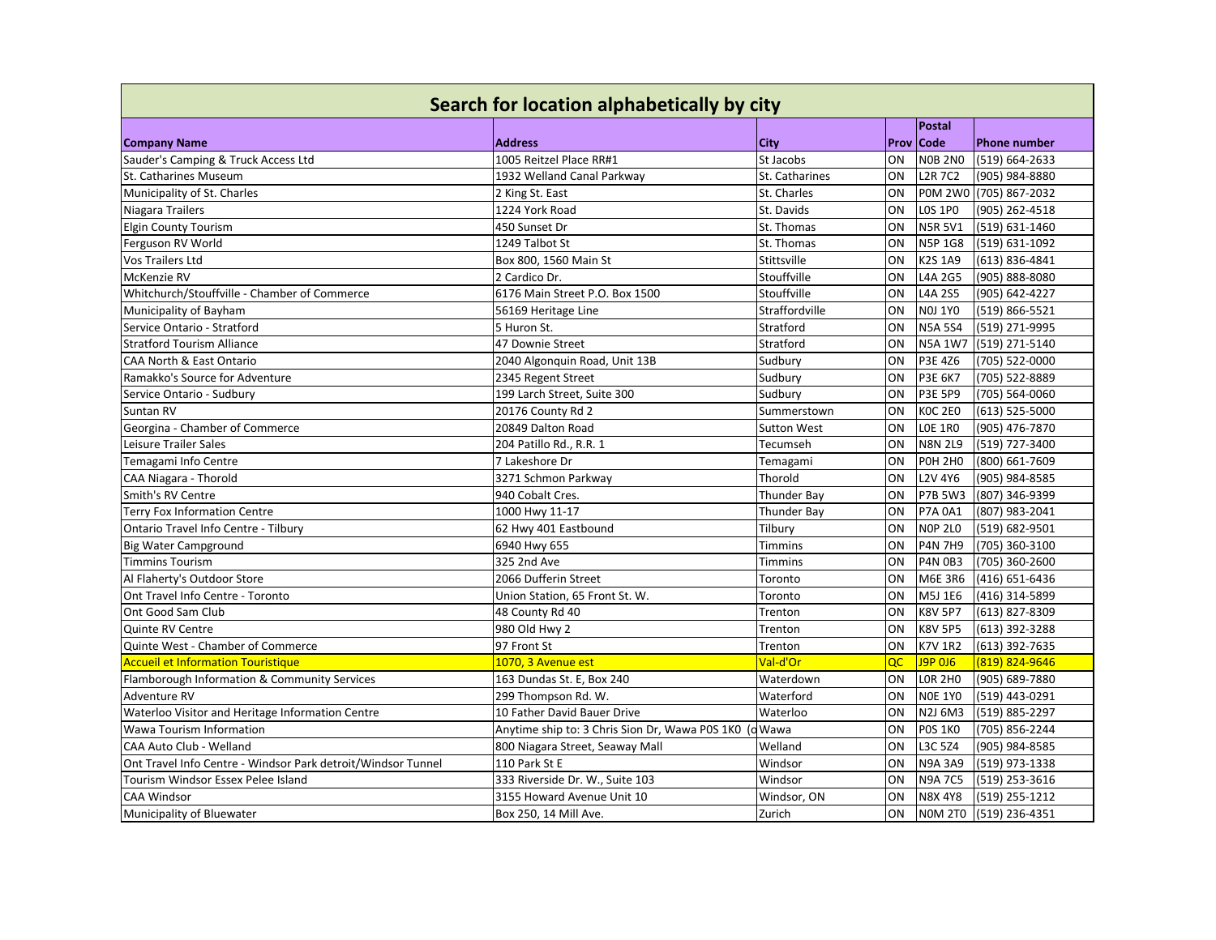| Search for location alphabetically by city | | | | | |
|---|---|---|---|---|---|
| **Company Name** | **Address** | **City** | **Prov** | **Postal Code** | **Phone number** |
| Sauder's Camping & Truck Access Ltd | 1005 Reitzel Place RR#1 | St Jacobs | ON | N0B 2N0 | (519) 664-2633 |
| St. Catharines Museum | 1932 Welland Canal Parkway | St. Catharines | ON | L2R 7C2 | (905) 984-8880 |
| Municipality of St. Charles | 2 King St. East | St. Charles | ON | P0M 2W0 | (705) 867-2032 |
| Niagara Trailers | 1224 York Road | St. Davids | ON | L0S 1P0 | (905) 262-4518 |
| Elgin County Tourism | 450 Sunset Dr | St. Thomas | ON | N5R 5V1 | (519) 631-1460 |
| Ferguson RV World | 1249 Talbot St | St. Thomas | ON | N5P 1G8 | (519) 631-1092 |
| Vos Trailers Ltd | Box 800, 1560 Main St | Stittsville | ON | K2S 1A9 | (613) 836-4841 |
| McKenzie RV | 2 Cardico Dr. | Stouffville | ON | L4A 2G5 | (905) 888-8080 |
| Whitchurch/Stouffville - Chamber of Commerce | 6176 Main Street P.O. Box 1500 | Stouffville | ON | L4A 2S5 | (905) 642-4227 |
| Municipality of Bayham | 56169 Heritage Line | Straffordville | ON | N0J 1Y0 | (519) 866-5521 |
| Service Ontario - Stratford | 5 Huron St. | Stratford | ON | N5A 5S4 | (519) 271-9995 |
| Stratford Tourism Alliance | 47 Downie Street | Stratford | ON | N5A 1W7 | (519) 271-5140 |
| CAA North & East Ontario | 2040 Algonquin Road, Unit 13B | Sudbury | ON | P3E 4Z6 | (705) 522-0000 |
| Ramakko's Source for Adventure | 2345 Regent Street | Sudbury | ON | P3E 6K7 | (705) 522-8889 |
| Service Ontario - Sudbury | 199 Larch Street, Suite 300 | Sudbury | ON | P3E 5P9 | (705) 564-0060 |
| Suntan RV | 20176 County Rd 2 | Summerstown | ON | K0C 2E0 | (613) 525-5000 |
| Georgina - Chamber of Commerce | 20849 Dalton Road | Sutton West | ON | L0E 1R0 | (905) 476-7870 |
| Leisure Trailer Sales | 204 Patillo Rd., R.R. 1 | Tecumseh | ON | N8N 2L9 | (519) 727-3400 |
| Temagami Info Centre | 7 Lakeshore Dr | Temagami | ON | P0H 2H0 | (800) 661-7609 |
| CAA Niagara - Thorold | 3271 Schmon Parkway | Thorold | ON | L2V 4Y6 | (905) 984-8585 |
| Smith's RV Centre | 940 Cobalt Cres. | Thunder Bay | ON | P7B 5W3 | (807) 346-9399 |
| Terry Fox Information Centre | 1000 Hwy 11-17 | Thunder Bay | ON | P7A 0A1 | (807) 983-2041 |
| Ontario Travel Info Centre - Tilbury | 62 Hwy 401 Eastbound | Tilbury | ON | N0P 2L0 | (519) 682-9501 |
| Big Water Campground | 6940 Hwy 655 | Timmins | ON | P4N 7H9 | (705) 360-3100 |
| Timmins Tourism | 325 2nd Ave | Timmins | ON | P4N 0B3 | (705) 360-2600 |
| Al Flaherty's Outdoor Store | 2066 Dufferin Street | Toronto | ON | M6E 3R6 | (416) 651-6436 |
| Ont Travel Info Centre - Toronto | Union Station, 65 Front St. W. | Toronto | ON | M5J 1E6 | (416) 314-5899 |
| Ont Good Sam Club | 48 County Rd 40 | Trenton | ON | K8V 5P7 | (613) 827-8309 |
| Quinte RV Centre | 980 Old Hwy 2 | Trenton | ON | K8V 5P5 | (613) 392-3288 |
| Quinte West - Chamber of Commerce | 97 Front St | Trenton | ON | K7V 1R2 | (613) 392-7635 |
| Accueil et Information Touristique | 1070, 3 Avenue est | Val-d'Or | QC | J9P 0J6 | (819) 824-9646 |
| Flamborough Information & Community Services | 163 Dundas St. E, Box 240 | Waterdown | ON | L0R 2H0 | (905) 689-7880 |
| Adventure RV | 299 Thompson Rd. W. | Waterford | ON | N0E 1Y0 | (519) 443-0291 |
| Waterloo Visitor and Heritage Information Centre | 10 Father David Bauer Drive | Waterloo | ON | N2J 6M3 | (519) 885-2297 |
| Wawa Tourism Information | Anytime ship to: 3 Chris Sion Dr, Wawa P0S 1K0 (o | Wawa | ON | P0S 1K0 | (705) 856-2244 |
| CAA Auto Club - Welland | 800 Niagara Street, Seaway Mall | Welland | ON | L3C 5Z4 | (905) 984-8585 |
| Ont Travel Info Centre - Windsor Park detroit/Windsor Tunnel | 110 Park St E | Windsor | ON | N9A 3A9 | (519) 973-1338 |
| Tourism Windsor Essex Pelee Island | 333 Riverside Dr. W., Suite 103 | Windsor | ON | N9A 7C5 | (519) 253-3616 |
| CAA Windsor | 3155 Howard Avenue Unit 10 | Windsor, ON | ON | N8X 4Y8 | (519) 255-1212 |
| Municipality of Bluewater | Box 250, 14 Mill Ave. | Zurich | ON | N0M 2T0 | (519) 236-4351 |